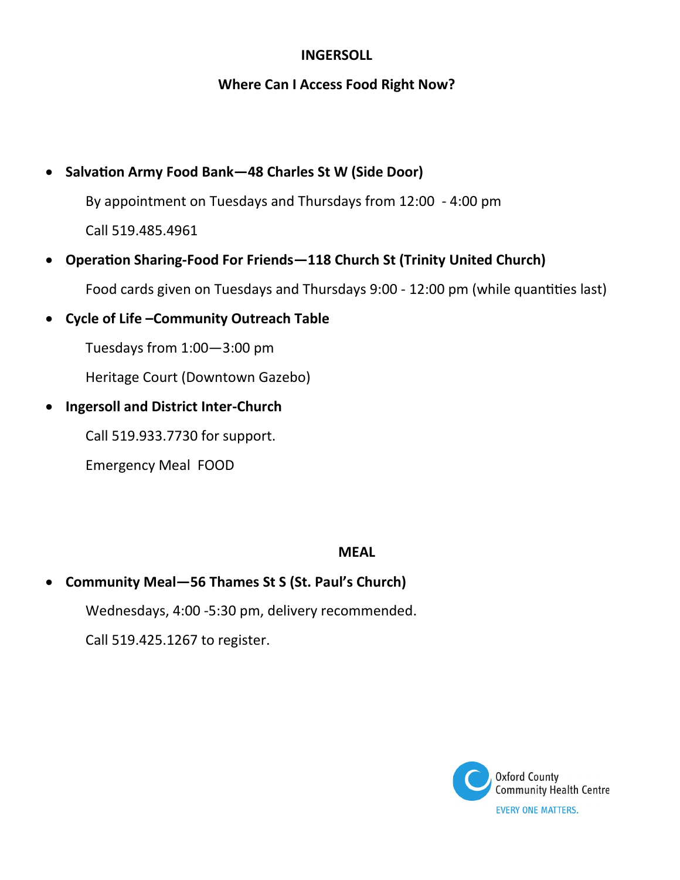# INGERSOLL

## Where Can I Access Food Right Now?

- **Salvation Army Food Bank—48 Charles St W (Side Door)**

  By appointment on Tuesdays and Thursdays from 12:00 - 4:00 pm

  Call 519.485.4961

- **Operation Sharing-Food For Friends—118 Church St (Trinity United Church)**

  Food cards given on Tuesdays and Thursdays 9:00 - 12:00 pm (while quantities last)

- **Cycle of Life –Community Outreach Table**

  Tuesdays from 1:00—3:00 pm

  Heritage Court (Downtown Gazebo)

- **Ingersoll and District Inter-Church**

  Call 519.933.7730 for support.

  Emergency Meal FOOD

## MEAL

- **Community Meal—56 Thames St S (St. Paul's Church)**

  Wednesdays, 4:00 -5:30 pm, delivery recommended.

  Call 519.425.1267 to register.

Oxford County Community Health Centre

EVERY ONE MATTERS.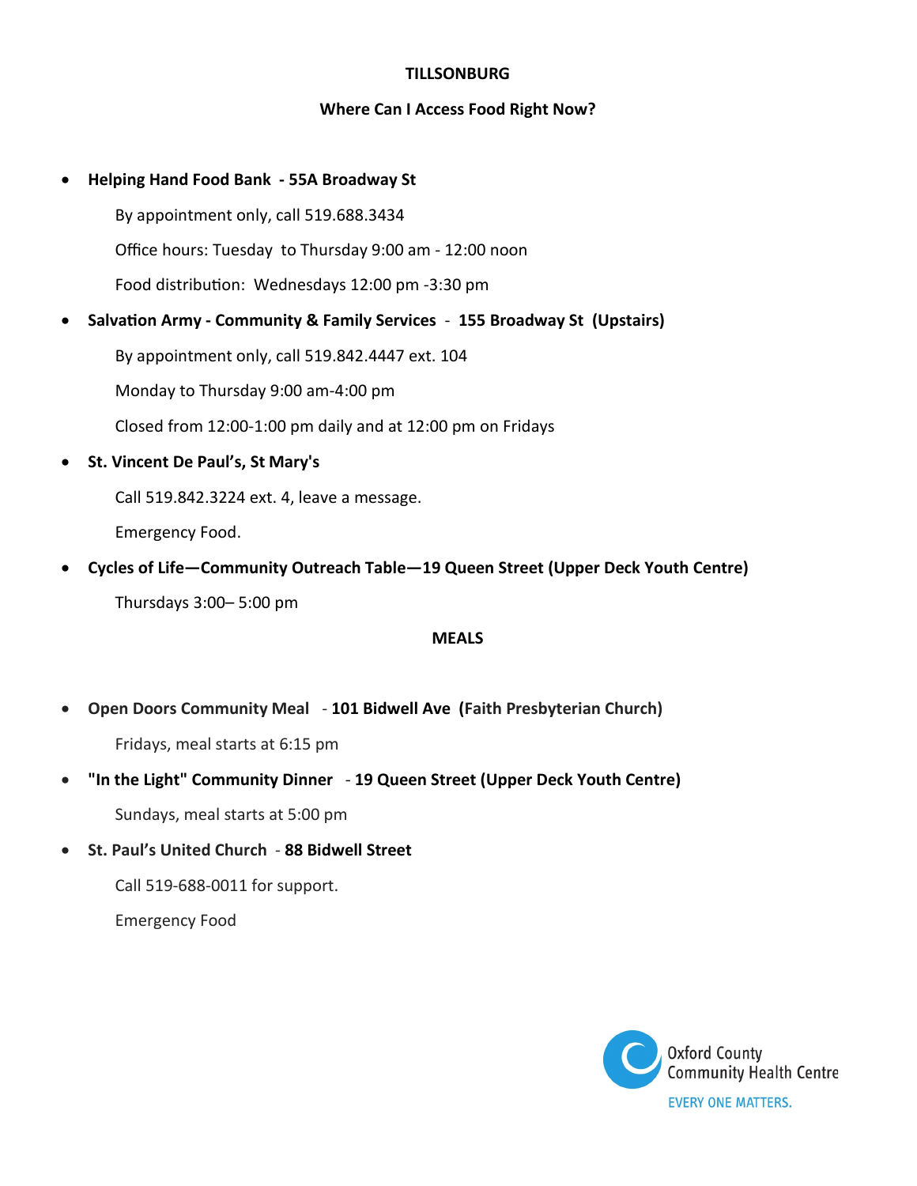# TILLSONBURG

## Where Can I Access Food Right Now?

- **Helping Hand Food Bank - 55A Broadway St**

  By appointment only, call 519.688.3434

  Office hours: Tuesday to Thursday 9:00 am - 12:00 noon

  Food distribution: Wednesdays 12:00 pm -3:30 pm

- **Salvation Army - Community & Family Services - 155 Broadway St (Upstairs)**

  By appointment only, call 519.842.4447 ext. 104

  Monday to Thursday 9:00 am-4:00 pm

  Closed from 12:00-1:00 pm daily and at 12:00 pm on Fridays

- **St. Vincent De Paul's, St Mary's**

  Call 519.842.3224 ext. 4, leave a message.

  Emergency Food.

- **Cycles of Life—Community Outreach Table—19 Queen Street (Upper Deck Youth Centre)**

  Thursdays 3:00– 5:00 pm

## MEALS

- **Open Doors Community Meal - 101 Bidwell Ave (Faith Presbyterian Church)**

  Fridays, meal starts at 6:15 pm

- **"In the Light" Community Dinner - 19 Queen Street (Upper Deck Youth Centre)**

  Sundays, meal starts at 5:00 pm

- **St. Paul's United Church - 88 Bidwell Street**

  Call 519-688-0011 for support.

  Emergency Food

Oxford County Community Health Centre

EVERY ONE MATTERS.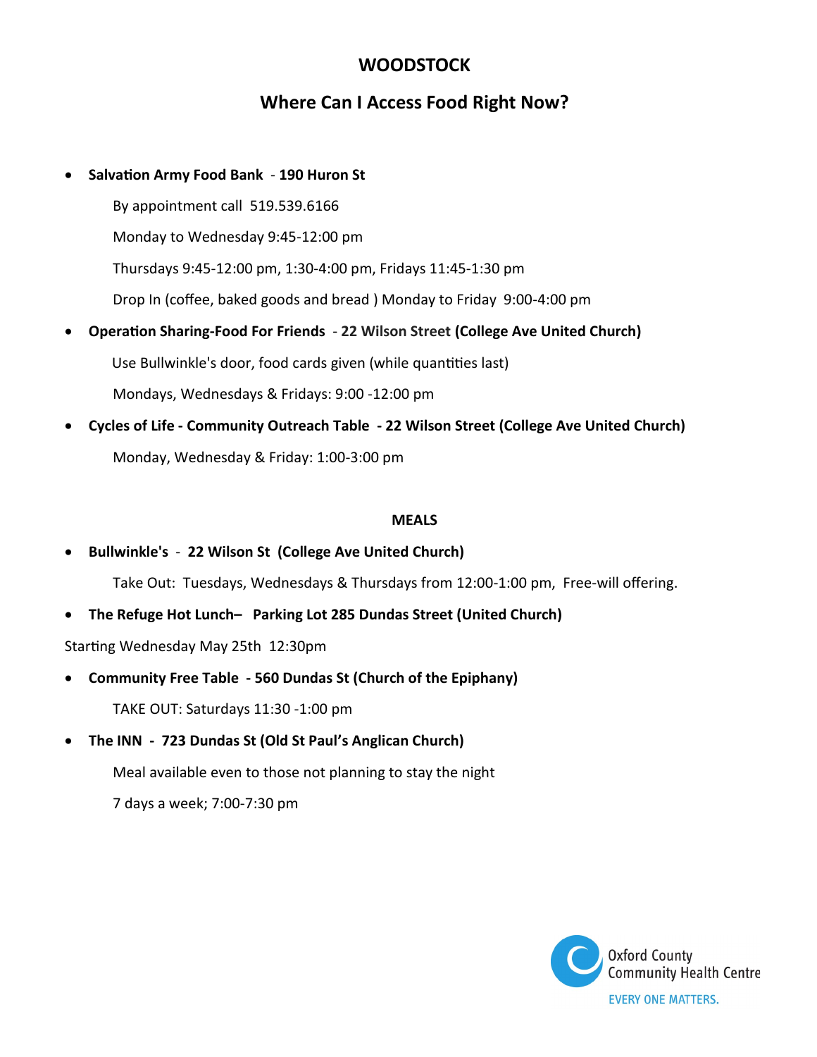# WOODSTOCK

## Where Can I Access Food Right Now?

- **Salvation Army Food Bank** - **190 Huron St**

  By appointment call 519.539.6166

  Monday to Wednesday 9:45-12:00 pm

  Thursdays 9:45-12:00 pm, 1:30-4:00 pm, Fridays 11:45-1:30 pm

  Drop In (coffee, baked goods and bread ) Monday to Friday 9:00-4:00 pm

- **Operation Sharing-Food For Friends** - **22 Wilson Street (College Ave United Church)**

  Use Bullwinkle's door, food cards given (while quantities last)

  Mondays, Wednesdays & Fridays: 9:00 -12:00 pm

- **Cycles of Life - Community Outreach Table - 22 Wilson Street (College Ave United Church)**

  Monday, Wednesday & Friday: 1:00-3:00 pm

**MEALS**

- **Bullwinkle's** - **22 Wilson St (College Ave United Church)**

  Take Out: Tuesdays, Wednesdays & Thursdays from 12:00-1:00 pm, Free-will offering.

- **The Refuge Hot Lunch– Parking Lot 285 Dundas Street (United Church)**

Starting Wednesday May 25th 12:30pm

- **Community Free Table - 560 Dundas St (Church of the Epiphany)**

  TAKE OUT: Saturdays 11:30 -1:00 pm

- **The INN - 723 Dundas St (Old St Paul's Anglican Church)**

  Meal available even to those not planning to stay the night

  7 days a week; 7:00-7:30 pm

Oxford County Community Health Centre

EVERY ONE MATTERS.